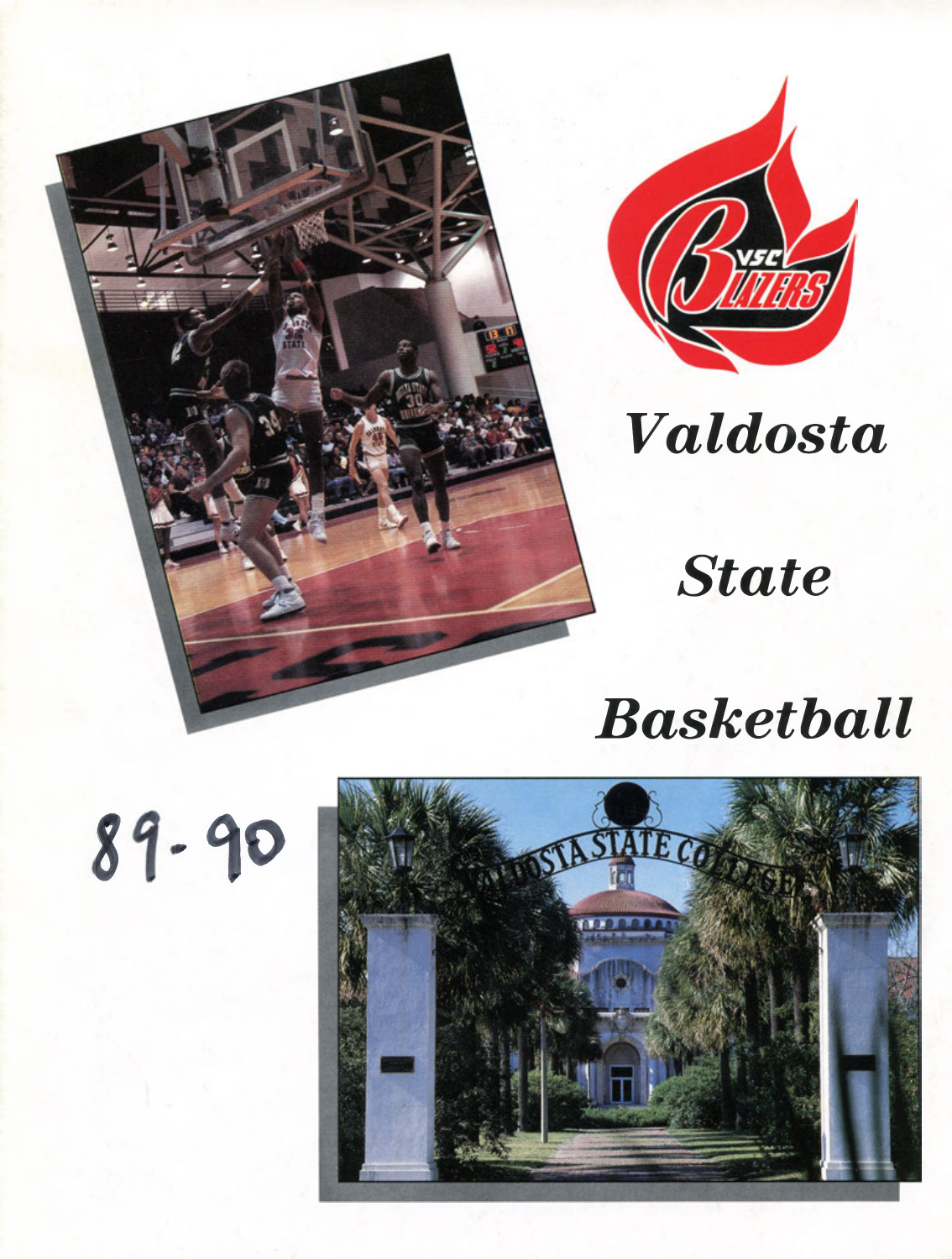# Valdosta

# State

# Basketball

89-90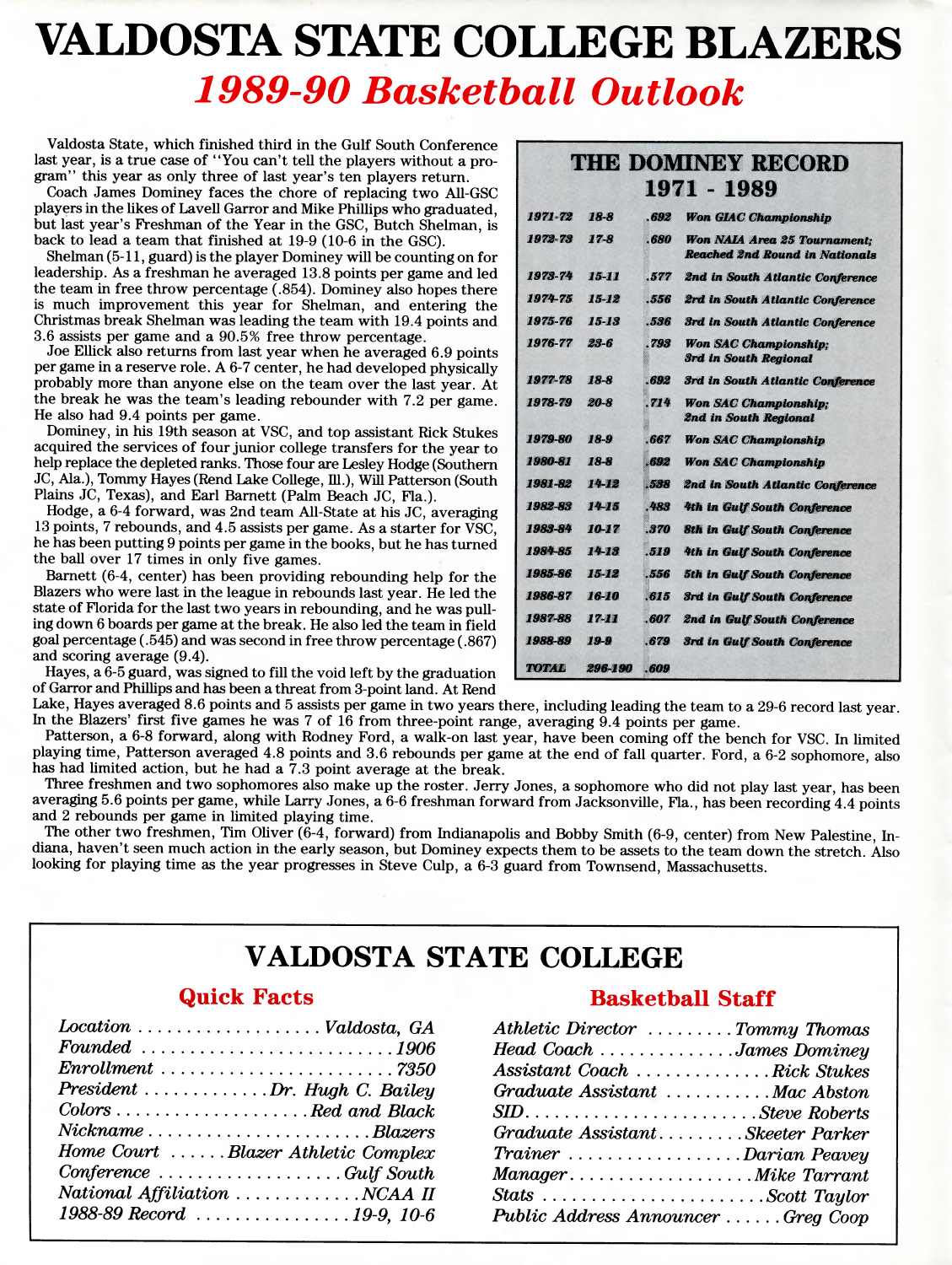# VALDOSTA STATE COLLEGE BLAZERS

## *1989-90 Basketball Outlook*

Valdosta State, which finished third in the Gulf South Conference last year, is a true case of "You can't tell the players without a program" this year as only three of last year's ten players return.

Coach James Dominey faces the chore of replacing two All-GSC players in the likes of Lavell Garror and Mike Phillips who graduated, but last year's Freshman of the Year in the GSC, Butch Shelman, is back to lead a team that finished at 19-9 (10-6 in the GSC).

Shelman (5-11, guard) is the player Dominey will be counting on for leadership. As a freshman he averaged 13.8 points per game and led the team in free throw percentage (.854). Dominey also hopes there is much improvement this year for Shelman, and entering the Christmas break Shelman was leading the team with 19.4 points and 3.6 assists per game and a 90.5% free throw percentage.

Joe Ellick also returns from last year when he averaged 6.9 points per game in a reserve role. A 6-7 center, he had developed physically probably more than anyone else on the team over the last year. At the break he was the team's leading rebounder with 7.2 per game. He also had 9.4 points per game.

Dominey, in his 19th season at VSC, and top assistant Rick Stukes acquired the services of four junior college transfers for the year to help replace the depleted ranks. Those four are Lesley Hodge (Southern JC, Ala.), Tommy Hayes (Rend Lake College, Ill.), Will Patterson (South Plains JC, Texas), and Earl Barnett (Palm Beach JC, Fla.).

Hodge, a 6-4 forward, was 2nd team All-State at his JC, averaging 13 points, 7 rebounds, and 4.5 assists per game. As a starter for VSC, he has been putting 9 points per game in the books, but he has turned the ball over 17 times in only five games.

Barnett (6-4, center) has been providing rebounding help for the Blazers who were last in the league in rebounds last year. He led the state of Florida for the last two years in rebounding, and he was pulling down 6 boards per game at the break. He also led the team in field goal percentage (.545) and was second in free throw percentage (.867) and scoring average (9.4).

Hayes, a 6-5 guard, was signed to fill the void left by the graduation of Garror and Phillips and has been a threat from 3-point land. At Rend Lake, Hayes averaged 8.6 points and 5 assists per game in two years there, including leading the team to a 29-6 record last year. In the Blazers' first five games he was 7 of 16 from three-point range, averaging 9.4 points per game.

Patterson, a 6-8 forward, along with Rodney Ford, a walk-on last year, have been coming off the bench for VSC. In limited playing time, Patterson averaged 4.8 points and 3.6 rebounds per game at the end of fall quarter. Ford, a 6-2 sophomore, also has had limited action, but he had a 7.3 point average at the break.

Three freshmen and two sophomores also make up the roster. Jerry Jones, a sophomore who did not play last year, has been averaging 5.6 points per game, while Larry Jones, a 6-6 freshman forward from Jacksonville, Fla., has been recording 4.4 points and 2 rebounds per game in limited playing time.

The other two freshmen, Tim Oliver (6-4, forward) from Indianapolis and Bobby Smith (6-9, center) from New Palestine, Indiana, haven't seen much action in the early season, but Dominey expects them to be assets to the team down the stretch. Also looking for playing time as the year progresses in Steve Culp, a 6-3 guard from Townsend, Massachusetts.

### THE DOMINEY RECORD 1971 - 1989

| | | | |
|---|---|---|---|
| 1971-72 | 18-8 | .692 | Won GIAC Championship |
| 1972-73 | 17-8 | .680 | Won NAIA Area 25 Tournament; Reached 2nd Round in Nationals |
| 1973-74 | 15-11 | .577 | 2nd in South Atlantic Conference |
| 1974-75 | 15-12 | .556 | 2rd in South Atlantic Conference |
| 1975-76 | 15-13 | .536 | 3rd in South Atlantic Conference |
| 1976-77 | 23-6 | .793 | Won SAC Championship; 3rd in South Regional |
| 1977-78 | 18-8 | .692 | 3rd in South Atlantic Conference |
| 1978-79 | 20-8 | .714 | Won SAC Championship; 2nd in South Regional |
| 1979-80 | 18-9 | .667 | Won SAC Championship |
| 1980-81 | 18-8 | .692 | Won SAC Championship |
| 1981-82 | 14-12 | .538 | 2nd in South Atlantic Conference |
| 1982-83 | 14-15 | .483 | 4th in Gulf South Conference |
| 1983-84 | 10-17 | .370 | 8th in Gulf South Conference |
| 1984-85 | 14-13 | .519 | 4th in Gulf South Conference |
| 1985-86 | 15-12 | .556 | 5th in Gulf South Conference |
| 1986-87 | 16-10 | .615 | 3rd in Gulf South Conference |
| 1987-88 | 17-11 | .607 | 2nd in Gulf South Conference |
| 1988-89 | 19-9 | .679 | 3rd in Gulf South Conference |
| TOTAL | 296-190 | .609 | |

## VALDOSTA STATE COLLEGE

### Quick Facts

| | |
|---|---|
| *Location* | *Valdosta, GA* |
| *Founded* | *1906* |
| *Enrollment* | *7350* |
| *President* | *Dr. Hugh C. Bailey* |
| *Colors* | *Red and Black* |
| *Nickname* | *Blazers* |
| *Home Court* | *Blazer Athletic Complex* |
| *Conference* | *Gulf South* |
| *National Affiliation* | *NCAA II* |
| *1988-89 Record* | *19-9, 10-6* |

### Basketball Staff

| | |
|---|---|
| *Athletic Director* | *Tommy Thomas* |
| *Head Coach* | *James Dominey* |
| *Assistant Coach* | *Rick Stukes* |
| *Graduate Assistant* | *Mac Abston* |
| *SID* | *Steve Roberts* |
| *Graduate Assistant* | *Skeeter Parker* |
| *Trainer* | *Darian Peavey* |
| *Manager* | *Mike Tarrant* |
| *Stats* | *Scott Taylor* |
| *Public Address Announcer* | *Greg Coop* |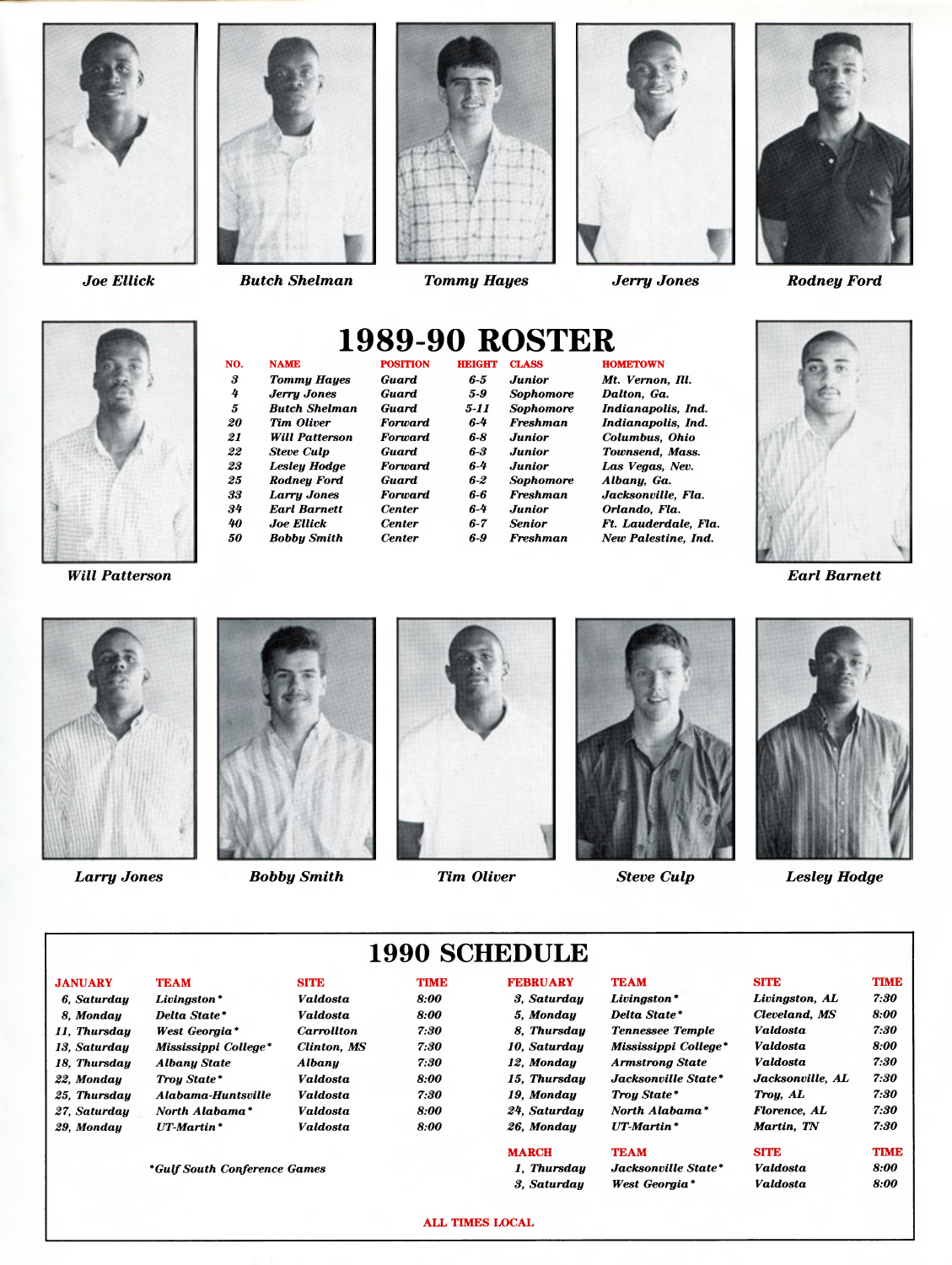Joe Ellick

Butch Shelman

Tommy Hayes

Jerry Jones

Rodney Ford

Will Patterson

Earl Barnett

# 1989-90 ROSTER

| NO. | NAME | POSITION | HEIGHT | CLASS | HOMETOWN |
|---|---|---|---|---|---|
| 3 | Tommy Hayes | Guard | 6-5 | Junior | Mt. Vernon, Ill. |
| 4 | Jerry Jones | Guard | 5-9 | Sophomore | Dalton, Ga. |
| 5 | Butch Shelman | Guard | 5-11 | Sophomore | Indianapolis, Ind. |
| 20 | Tim Oliver | Forward | 6-4 | Freshman | Indianapolis, Ind. |
| 21 | Will Patterson | Forward | 6-8 | Junior | Columbus, Ohio |
| 22 | Steve Culp | Guard | 6-3 | Junior | Townsend, Mass. |
| 23 | Lesley Hodge | Forward | 6-4 | Junior | Las Vegas, Nev. |
| 25 | Rodney Ford | Guard | 6-2 | Sophomore | Albany, Ga. |
| 33 | Larry Jones | Forward | 6-6 | Freshman | Jacksonville, Fla. |
| 34 | Earl Barnett | Center | 6-4 | Junior | Orlando, Fla. |
| 40 | Joe Ellick | Center | 6-7 | Senior | Ft. Lauderdale, Fla. |
| 50 | Bobby Smith | Center | 6-9 | Freshman | New Palestine, Ind. |

Larry Jones

Bobby Smith

Tim Oliver

Steve Culp

Lesley Hodge

# 1990 SCHEDULE

| JANUARY | TEAM | SITE | TIME |
|---|---|---|---|
| 6, Saturday | Livingston* | Valdosta | 8:00 |
| 8, Monday | Delta State* | Valdosta | 8:00 |
| 11, Thursday | West Georgia* | Carrollton | 7:30 |
| 13, Saturday | Mississippi College* | Clinton, MS | 7:30 |
| 18, Thursday | Albany State | Albany | 7:30 |
| 22, Monday | Troy State* | Valdosta | 8:00 |
| 25, Thursday | Alabama-Huntsville | Valdosta | 7:30 |
| 27, Saturday | North Alabama* | Valdosta | 8:00 |
| 29, Monday | UT-Martin* | Valdosta | 8:00 |

| FEBRUARY | TEAM | SITE | TIME |
|---|---|---|---|
| 3, Saturday | Livingston* | Livingston, AL | 7:30 |
| 5, Monday | Delta State* | Cleveland, MS | 8:00 |
| 8, Thursday | Tennessee Temple | Valdosta | 7:30 |
| 10, Saturday | Mississippi College* | Valdosta | 8:00 |
| 12, Monday | Armstrong State | Valdosta | 7:30 |
| 15, Thursday | Jacksonville State* | Jacksonville, AL | 7:30 |
| 19, Monday | Troy State* | Troy, AL | 7:30 |
| 24, Saturday | North Alabama* | Florence, AL | 7:30 |
| 26, Monday | UT-Martin* | Martin, TN | 7:30 |

| MARCH | TEAM | SITE | TIME |
|---|---|---|---|
| 1, Thursday | Jacksonville State* | Valdosta | 8:00 |
| 3, Saturday | West Georgia* | Valdosta | 8:00 |

*Gulf South Conference Games

ALL TIMES LOCAL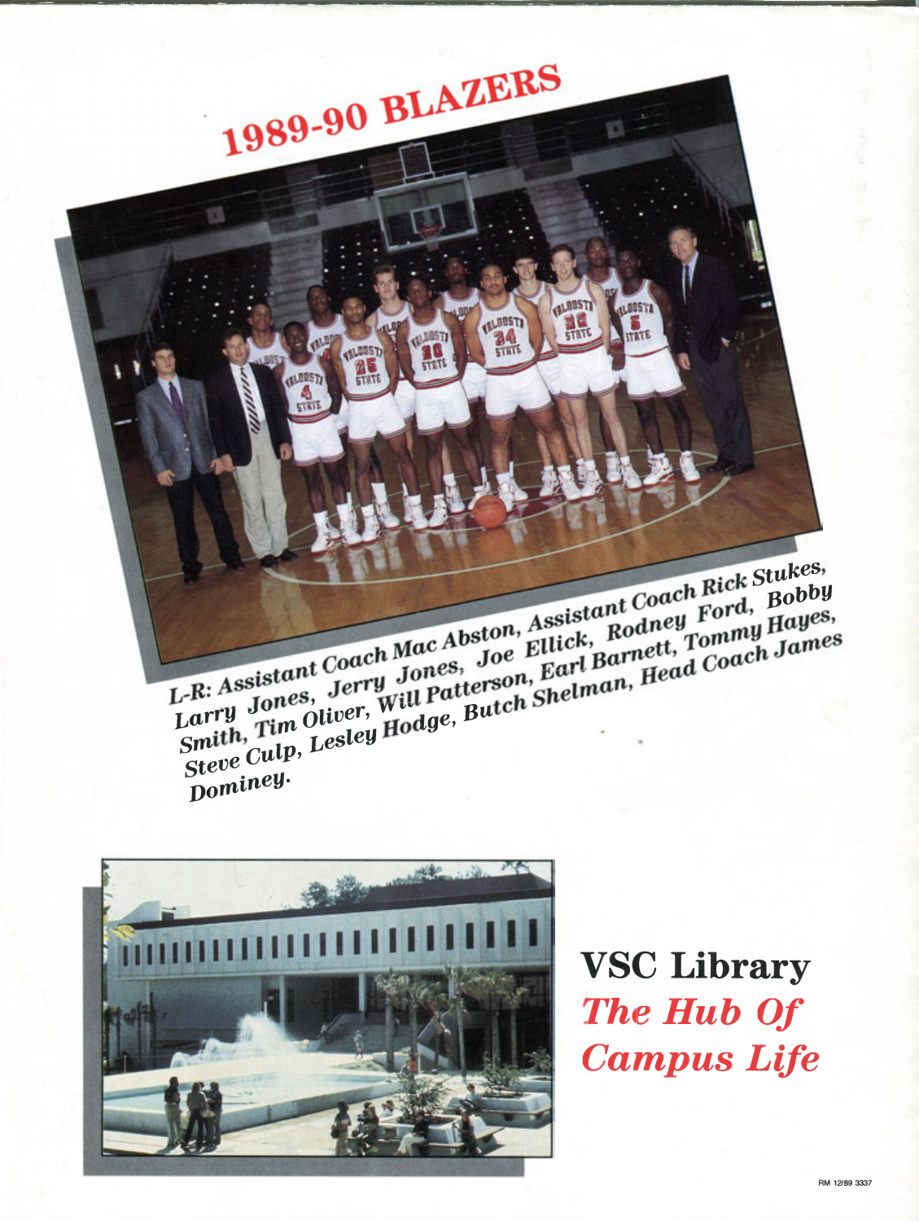# 1989-90 BLAZERS

*L-R: Assistant Coach Mac Abston, Assistant Coach Rick Stukes, Larry Jones, Jerry Jones, Joe Ellick, Rodney Ford, Bobby Smith, Tim Oliver, Will Patterson, Earl Barnett, Tommy Hayes, Steve Culp, Lesley Hodge, Butch Shelman, Head Coach James Dominey.*

## VSC Library

## *The Hub Of Campus Life*

RM 12/89 3337